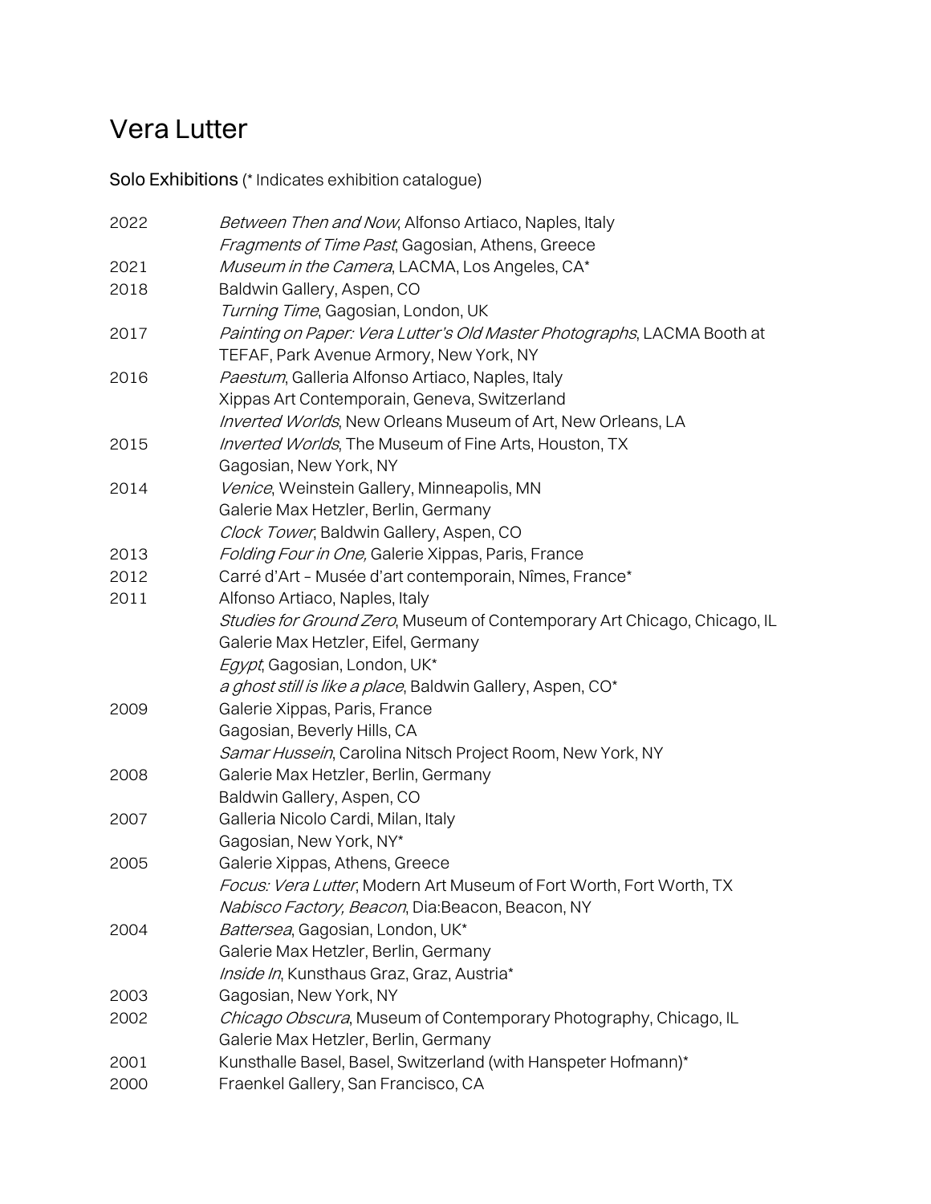# Vera Lutter

## Solo Exhibitions (* Indicates exhibition catalogue)

2022
*Between Then and Now*, Alfonso Artiaco, Naples, Italy
*Fragments of Time Past*, Gagosian, Athens, Greece

2021
*Museum in the Camera*, LACMA, Los Angeles, CA*

2018
Baldwin Gallery, Aspen, CO
*Turning Time*, Gagosian, London, UK

2017
*Painting on Paper: Vera Lutter's Old Master Photographs*, LACMA Booth at TEFAF, Park Avenue Armory, New York, NY

2016
*Paestum*, Galleria Alfonso Artiaco, Naples, Italy
Xippas Art Contemporain, Geneva, Switzerland
*Inverted Worlds*, New Orleans Museum of Art, New Orleans, LA

2015
*Inverted Worlds*, The Museum of Fine Arts, Houston, TX
Gagosian, New York, NY

2014
*Venice*, Weinstein Gallery, Minneapolis, MN
Galerie Max Hetzler, Berlin, Germany
*Clock Tower*, Baldwin Gallery, Aspen, CO

2013
*Folding Four in One,* Galerie Xippas, Paris, France

2012
Carré d'Art – Musée d'art contemporain, Nîmes, France*

2011
Alfonso Artiaco, Naples, Italy
*Studies for Ground Zero*, Museum of Contemporary Art Chicago, Chicago, IL
Galerie Max Hetzler, Eifel, Germany
*Egypt*, Gagosian, London, UK*
*a ghost still is like a place*, Baldwin Gallery, Aspen, CO*

2009
Galerie Xippas, Paris, France
Gagosian, Beverly Hills, CA
*Samar Hussein*, Carolina Nitsch Project Room, New York, NY

2008
Galerie Max Hetzler, Berlin, Germany
Baldwin Gallery, Aspen, CO

2007
Galleria Nicolo Cardi, Milan, Italy
Gagosian, New York, NY*

2005
Galerie Xippas, Athens, Greece
*Focus: Vera Lutter*, Modern Art Museum of Fort Worth, Fort Worth, TX
*Nabisco Factory, Beacon*, Dia:Beacon, Beacon, NY

2004
*Battersea*, Gagosian, London, UK*
Galerie Max Hetzler, Berlin, Germany
*Inside In*, Kunsthaus Graz, Graz, Austria*

2003
Gagosian, New York, NY

2002
*Chicago Obscura*, Museum of Contemporary Photography, Chicago, IL
Galerie Max Hetzler, Berlin, Germany

2001
Kunsthalle Basel, Basel, Switzerland (with Hanspeter Hofmann)*

2000
Fraenkel Gallery, San Francisco, CA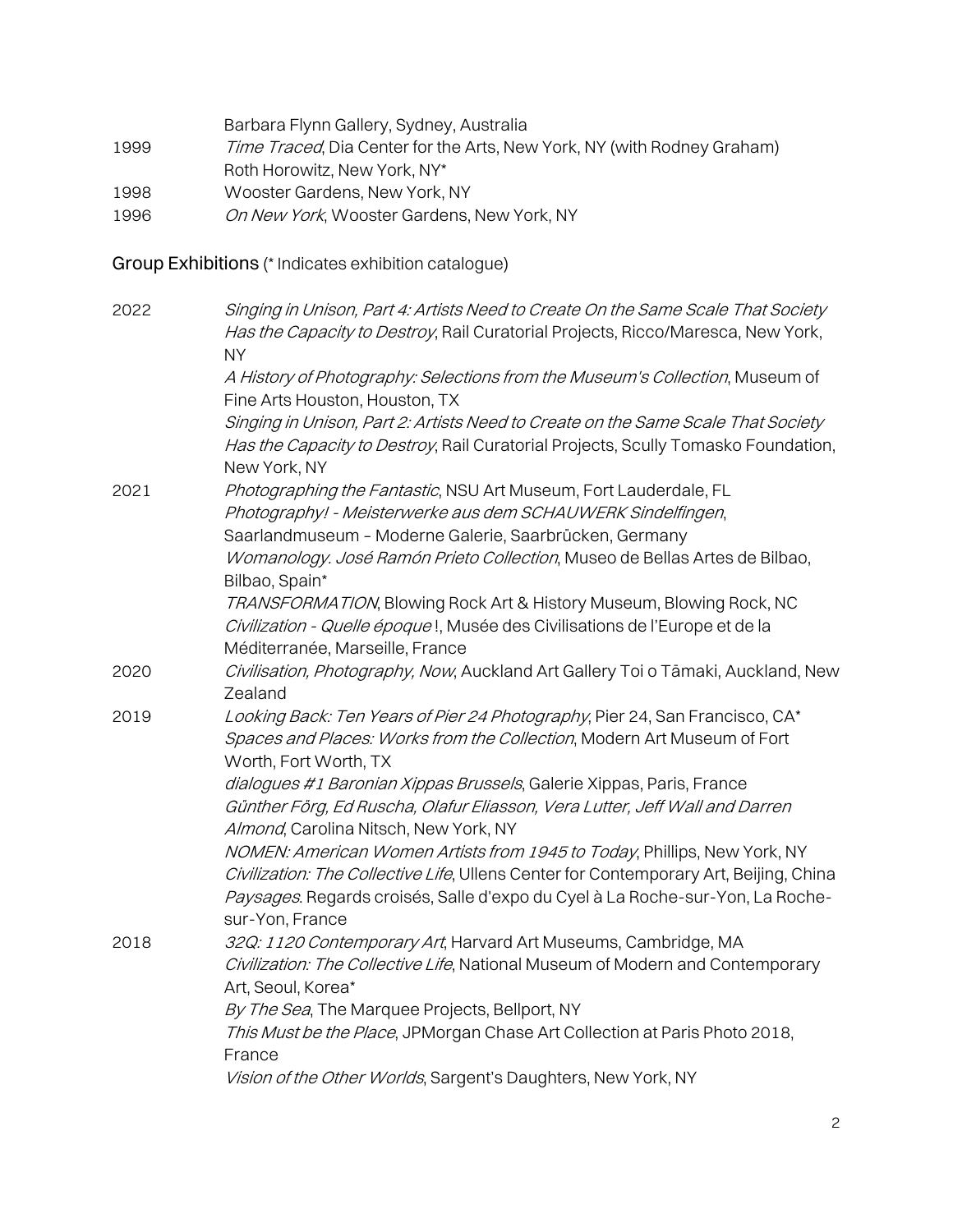| | |
|---|---|
| | Barbara Flynn Gallery, Sydney, Australia |
| 1999 | *Time Traced*, Dia Center for the Arts, New York, NY (with Rodney Graham) |
| | Roth Horowitz, New York, NY* |
| 1998 | Wooster Gardens, New York, NY |
| 1996 | *On New York*, Wooster Gardens, New York, NY |

## Group Exhibitions (* Indicates exhibition catalogue)

| | |
|---|---|
| 2022 | *Singing in Unison, Part 4: Artists Need to Create On the Same Scale That Society Has the Capacity to Destroy*, Rail Curatorial Projects, Ricco/Maresca, New York, NY |
| | *A History of Photography: Selections from the Museum's Collection*, Museum of Fine Arts Houston, Houston, TX |
| | *Singing in Unison, Part 2: Artists Need to Create on the Same Scale That Society Has the Capacity to Destroy*, Rail Curatorial Projects, Scully Tomasko Foundation, New York, NY |
| 2021 | *Photographing the Fantastic*, NSU Art Museum, Fort Lauderdale, FL |
| | *Photography! - Meisterwerke aus dem SCHAUWERK Sindelfingen*, Saarlandmuseum – Moderne Galerie, Saarbrücken, Germany |
| | *Womanology. José Ramón Prieto Collection*, Museo de Bellas Artes de Bilbao, Bilbao, Spain* |
| | *TRANSFORMATION*, Blowing Rock Art & History Museum, Blowing Rock, NC |
| | *Civilization - Quelle époque !*, Musée des Civilisations de l'Europe et de la Méditerranée, Marseille, France |
| 2020 | *Civilisation, Photography, Now*, Auckland Art Gallery Toi o Tāmaki, Auckland, New Zealand |
| 2019 | *Looking Back: Ten Years of Pier 24 Photography*, Pier 24, San Francisco, CA* |
| | *Spaces and Places: Works from the Collection*, Modern Art Museum of Fort Worth, Fort Worth, TX |
| | *dialogues #1 Baronian Xippas Brussels*, Galerie Xippas, Paris, France |
| | *Günther Förg, Ed Ruscha, Olafur Eliasson, Vera Lutter, Jeff Wall and Darren Almond*, Carolina Nitsch, New York, NY |
| | *NOMEN: American Women Artists from 1945 to Today*, Phillips, New York, NY |
| | *Civilization: The Collective Life*, Ullens Center for Contemporary Art, Beijing, China |
| | *Paysages*. Regards croisés, Salle d'expo du Cyel à La Roche-sur-Yon, La Roche-sur-Yon, France |
| 2018 | *32Q: 1120 Contemporary Art*, Harvard Art Museums, Cambridge, MA |
| | *Civilization: The Collective Life*, National Museum of Modern and Contemporary Art, Seoul, Korea* |
| | *By The Sea*, The Marquee Projects, Bellport, NY |
| | *This Must be the Place*, JPMorgan Chase Art Collection at Paris Photo 2018, France |
| | *Vision of the Other Worlds*, Sargent's Daughters, New York, NY |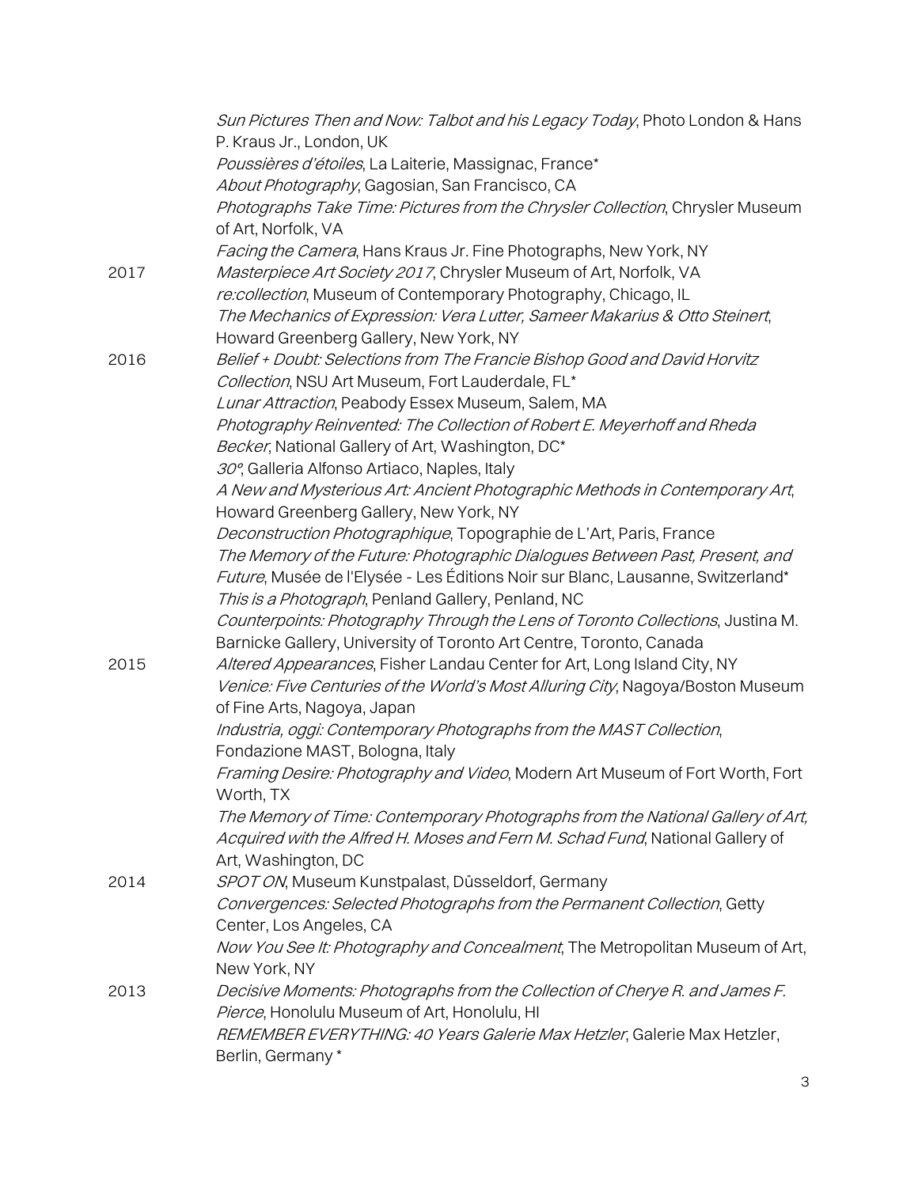*Sun Pictures Then and Now: Talbot and his Legacy Today*, Photo London & Hans P. Kraus Jr., London, UK
*Poussières d'étoiles*, La Laiterie, Massignac, France*
*About Photography*, Gagosian, San Francisco, CA
*Photographs Take Time: Pictures from the Chrysler Collection*, Chrysler Museum of Art, Norfolk, VA
*Facing the Camera*, Hans Kraus Jr. Fine Photographs, New York, NY

2017 *Masterpiece Art Society 2017*, Chrysler Museum of Art, Norfolk, VA
*re:collection*, Museum of Contemporary Photography, Chicago, IL
*The Mechanics of Expression: Vera Lutter, Sameer Makarius & Otto Steinert*, Howard Greenberg Gallery, New York, NY

2016 *Belief + Doubt: Selections from The Francie Bishop Good and David Horvitz Collection*, NSU Art Museum, Fort Lauderdale, FL*
*Lunar Attraction*, Peabody Essex Museum, Salem, MA
*Photography Reinvented: The Collection of Robert E. Meyerhoff and Rheda Becker*, National Gallery of Art, Washington, DC*
*30°*, Galleria Alfonso Artiaco, Naples, Italy
*A New and Mysterious Art: Ancient Photographic Methods in Contemporary Art*, Howard Greenberg Gallery, New York, NY
*Deconstruction Photographique*, Topographie de L'Art, Paris, France
*The Memory of the Future: Photographic Dialogues Between Past, Present, and Future*, Musée de l'Elysée - Les Éditions Noir sur Blanc, Lausanne, Switzerland*
*This is a Photograph*, Penland Gallery, Penland, NC
*Counterpoints: Photography Through the Lens of Toronto Collections*, Justina M. Barnicke Gallery, University of Toronto Art Centre, Toronto, Canada

2015 *Altered Appearances*, Fisher Landau Center for Art, Long Island City, NY
*Venice: Five Centuries of the World's Most Alluring City*, Nagoya/Boston Museum of Fine Arts, Nagoya, Japan
*Industria, oggi: Contemporary Photographs from the MAST Collection*, Fondazione MAST, Bologna, Italy
*Framing Desire: Photography and Video*, Modern Art Museum of Fort Worth, Fort Worth, TX
*The Memory of Time: Contemporary Photographs from the National Gallery of Art, Acquired with the Alfred H. Moses and Fern M. Schad Fund*, National Gallery of Art, Washington, DC

2014 *SPOT ON*, Museum Kunstpalast, Düsseldorf, Germany
*Convergences: Selected Photographs from the Permanent Collection*, Getty Center, Los Angeles, CA
*Now You See It: Photography and Concealment*, The Metropolitan Museum of Art, New York, NY

2013 *Decisive Moments: Photographs from the Collection of Cherye R. and James F. Pierce*, Honolulu Museum of Art, Honolulu, HI
*REMEMBER EVERYTHING: 40 Years Galerie Max Hetzler*, Galerie Max Hetzler, Berlin, Germany *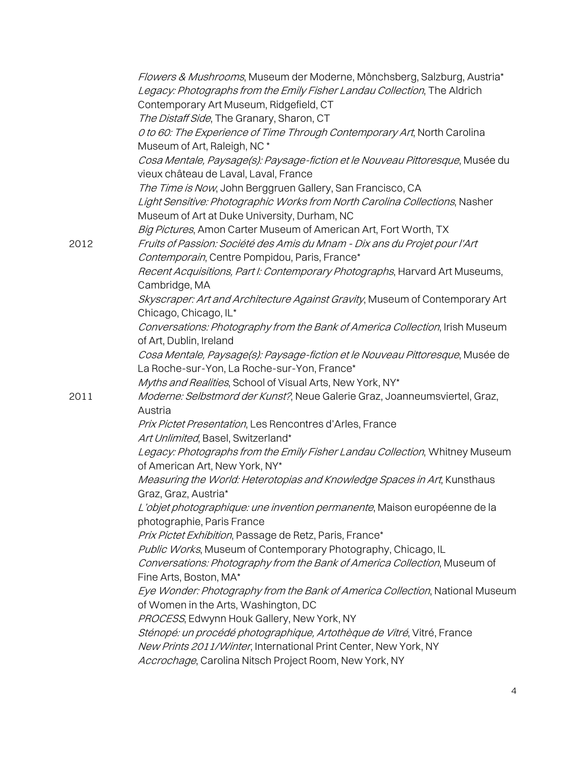*Flowers & Mushrooms*, Museum der Moderne, Mönchsberg, Salzburg, Austria*
*Legacy: Photographs from the Emily Fisher Landau Collection*, The Aldrich Contemporary Art Museum, Ridgefield, CT
*The Distaff Side*, The Granary, Sharon, CT
*0 to 60: The Experience of Time Through Contemporary Art*, North Carolina Museum of Art, Raleigh, NC *
*Cosa Mentale, Paysage(s): Paysage-fiction et le Nouveau Pittoresque*, Musée du vieux château de Laval, Laval, France
*The Time is Now*, John Berggruen Gallery, San Francisco, CA
*Light Sensitive: Photographic Works from North Carolina Collections*, Nasher Museum of Art at Duke University, Durham, NC
*Big Pictures*, Amon Carter Museum of American Art, Fort Worth, TX

2012
*Fruits of Passion: Société des Amis du Mnam - Dix ans du Projet pour l'Art Contemporain*, Centre Pompidou, Paris, France*
*Recent Acquisitions, Part I: Contemporary Photographs*, Harvard Art Museums, Cambridge, MA
*Skyscraper: Art and Architecture Against Gravity*, Museum of Contemporary Art Chicago, Chicago, IL*
*Conversations: Photography from the Bank of America Collection*, Irish Museum of Art, Dublin, Ireland
*Cosa Mentale, Paysage(s): Paysage-fiction et le Nouveau Pittoresque*, Musée de La Roche-sur-Yon, La Roche-sur-Yon, France*
*Myths and Realities*, School of Visual Arts, New York, NY*

2011
*Moderne: Selbstmord der Kunst?*, Neue Galerie Graz, Joanneumsviertel, Graz, Austria
*Prix Pictet Presentation*, Les Rencontres d'Arles, France
*Art Unlimited*, Basel, Switzerland*
*Legacy: Photographs from the Emily Fisher Landau Collection*, Whitney Museum of American Art, New York, NY*
*Measuring the World: Heterotopias and Knowledge Spaces in Art*, Kunsthaus Graz, Graz, Austria*
*L'objet photographique: une invention permanente*, Maison européenne de la photographie, Paris France
*Prix Pictet Exhibition*, Passage de Retz, Paris, France*
*Public Works*, Museum of Contemporary Photography, Chicago, IL
*Conversations: Photography from the Bank of America Collection*, Museum of Fine Arts, Boston, MA*
*Eye Wonder: Photography from the Bank of America Collection*, National Museum of Women in the Arts, Washington, DC
*PROCESS*, Edwynn Houk Gallery, New York, NY
*Sténopé: un procédé photographique, Artothèque de Vitré*, Vitré, France
*New Prints 2011/Winter*, International Print Center, New York, NY
*Accrochage*, Carolina Nitsch Project Room, New York, NY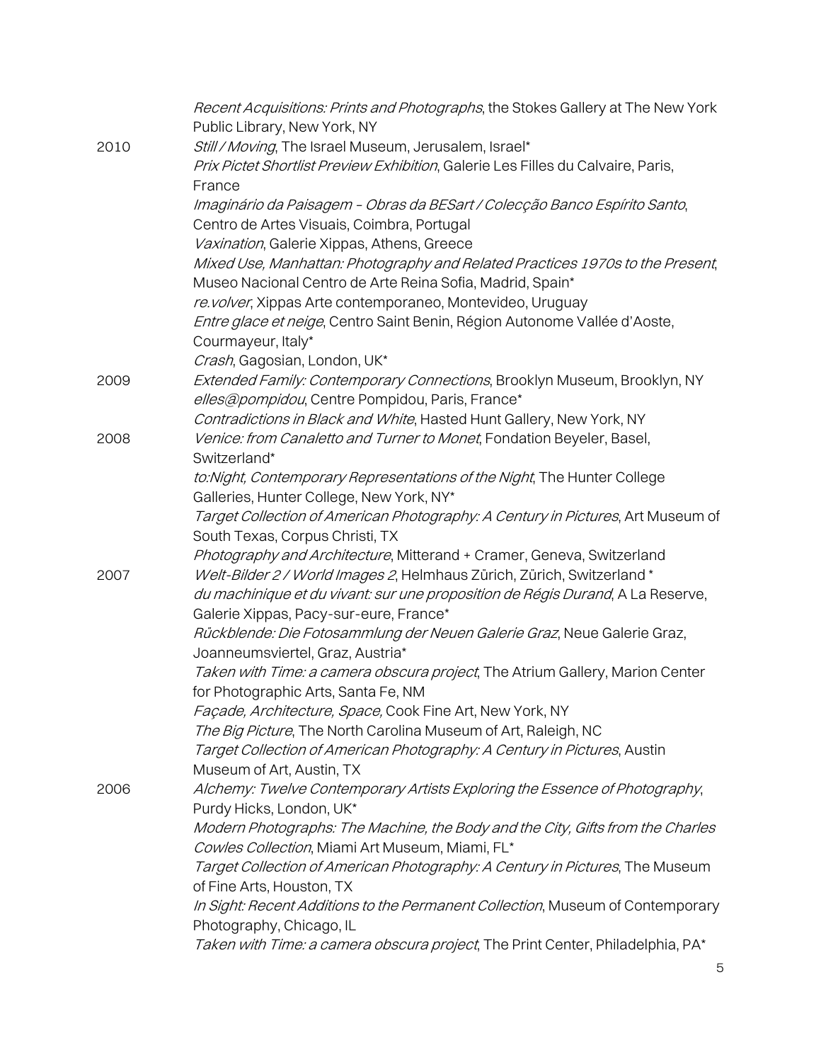*Recent Acquisitions: Prints and Photographs*, the Stokes Gallery at The New York Public Library, New York, NY

2010
*Still / Moving*, The Israel Museum, Jerusalem, Israel*
*Prix Pictet Shortlist Preview Exhibition*, Galerie Les Filles du Calvaire, Paris, France
*Imaginário da Paisagem – Obras da BESart / Colecção Banco Espírito Santo*, Centro de Artes Visuais, Coimbra, Portugal
*Vaxination*, Galerie Xippas, Athens, Greece
*Mixed Use, Manhattan: Photography and Related Practices 1970s to the Present*, Museo Nacional Centro de Arte Reina Sofia, Madrid, Spain*
*re.volver*, Xippas Arte contemporaneo, Montevideo, Uruguay
*Entre glace et neige*, Centro Saint Benin, Région Autonome Vallée d'Aoste, Courmayeur, Italy*
*Crash*, Gagosian, London, UK*

2009
*Extended Family: Contemporary Connections*, Brooklyn Museum, Brooklyn, NY
*elles@pompidou*, Centre Pompidou, Paris, France*
*Contradictions in Black and White*, Hasted Hunt Gallery, New York, NY

2008
*Venice: from Canaletto and Turner to Monet*, Fondation Beyeler, Basel, Switzerland*
*to:Night, Contemporary Representations of the Night*, The Hunter College Galleries, Hunter College, New York, NY*
*Target Collection of American Photography: A Century in Pictures*, Art Museum of South Texas, Corpus Christi, TX
*Photography and Architecture*, Mitterand + Cramer, Geneva, Switzerland

2007
*Welt-Bilder 2 / World Images 2*, Helmhaus Zürich, Zürich, Switzerland *
*du machinique et du vivant: sur une proposition de Régis Durand*, A La Reserve, Galerie Xippas, Pacy-sur-eure, France*
*Rückblende: Die Fotosammlung der Neuen Galerie Graz*, Neue Galerie Graz, Joanneumsviertel, Graz, Austria*
*Taken with Time: a camera obscura project*, The Atrium Gallery, Marion Center for Photographic Arts, Santa Fe, NM
*Façade, Architecture, Space,* Cook Fine Art, New York, NY
*The Big Picture*, The North Carolina Museum of Art, Raleigh, NC
*Target Collection of American Photography: A Century in Pictures*, Austin Museum of Art, Austin, TX

2006
*Alchemy: Twelve Contemporary Artists Exploring the Essence of Photography*, Purdy Hicks, London, UK*
*Modern Photographs: The Machine, the Body and the City, Gifts from the Charles Cowles Collection*, Miami Art Museum, Miami, FL*
*Target Collection of American Photography: A Century in Pictures*, The Museum of Fine Arts, Houston, TX
*In Sight: Recent Additions to the Permanent Collection*, Museum of Contemporary Photography, Chicago, IL
*Taken with Time: a camera obscura project*, The Print Center, Philadelphia, PA*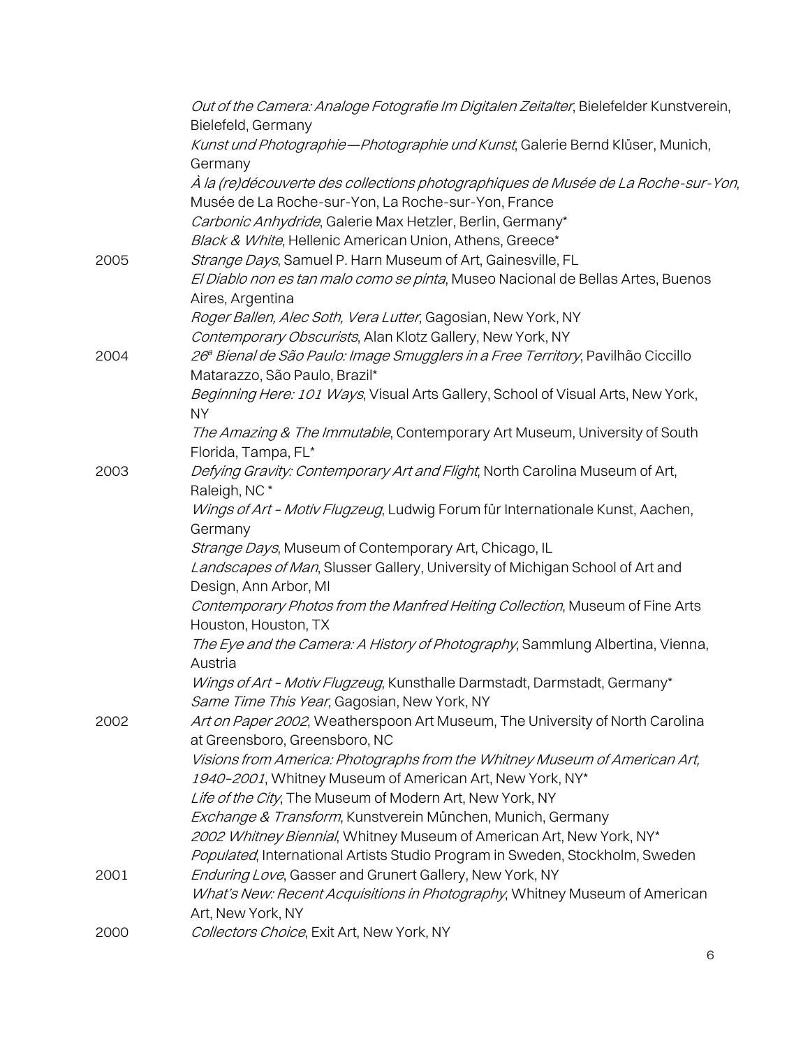*Out of the Camera: Analoge Fotografie Im Digitalen Zeitalter*, Bielefelder Kunstverein, Bielefeld, Germany

*Kunst und Photographie—Photographie und Kunst*, Galerie Bernd Klüser, Munich, Germany

*À la (re)découverte des collections photographiques de Musée de La Roche-sur-Yon*, Musée de La Roche-sur-Yon, La Roche-sur-Yon, France

*Carbonic Anhydride*, Galerie Max Hetzler, Berlin, Germany*

*Black & White*, Hellenic American Union, Athens, Greece*

2005 *Strange Days*, Samuel P. Harn Museum of Art, Gainesville, FL

*El Diablo non es tan malo como se pinta*, Museo Nacional de Bellas Artes, Buenos Aires, Argentina

*Roger Ballen, Alec Soth, Vera Lutter*, Gagosian, New York, NY

*Contemporary Obscurists*, Alan Klotz Gallery, New York, NY

2004 *26ª Bienal de São Paulo: Image Smugglers in a Free Territory*, Pavilhão Ciccillo Matarazzo, São Paulo, Brazil*

*Beginning Here: 101 Ways*, Visual Arts Gallery, School of Visual Arts, New York, NY

*The Amazing & The Immutable*, Contemporary Art Museum, University of South Florida, Tampa, FL*

2003 *Defying Gravity: Contemporary Art and Flight*, North Carolina Museum of Art, Raleigh, NC *

*Wings of Art - Motiv Flugzeug*, Ludwig Forum für Internationale Kunst, Aachen, Germany

*Strange Days*, Museum of Contemporary Art, Chicago, IL

*Landscapes of Man*, Slusser Gallery, University of Michigan School of Art and Design, Ann Arbor, MI

*Contemporary Photos from the Manfred Heiting Collection*, Museum of Fine Arts Houston, Houston, TX

*The Eye and the Camera: A History of Photography*, Sammlung Albertina, Vienna, Austria

*Wings of Art - Motiv Flugzeug*, Kunsthalle Darmstadt, Darmstadt, Germany*

*Same Time This Year*, Gagosian, New York, NY

2002 *Art on Paper 2002*, Weatherspoon Art Museum, The University of North Carolina at Greensboro, Greensboro, NC

*Visions from America: Photographs from the Whitney Museum of American Art, 1940-2001*, Whitney Museum of American Art, New York, NY*

*Life of the City*, The Museum of Modern Art, New York, NY

*Exchange & Transform*, Kunstverein München, Munich, Germany

*2002 Whitney Biennial*, Whitney Museum of American Art, New York, NY*

*Populated*, International Artists Studio Program in Sweden, Stockholm, Sweden

2001 *Enduring Love*, Gasser and Grunert Gallery, New York, NY

*What's New: Recent Acquisitions in Photography*, Whitney Museum of American Art, New York, NY

2000 *Collectors Choice*, Exit Art, New York, NY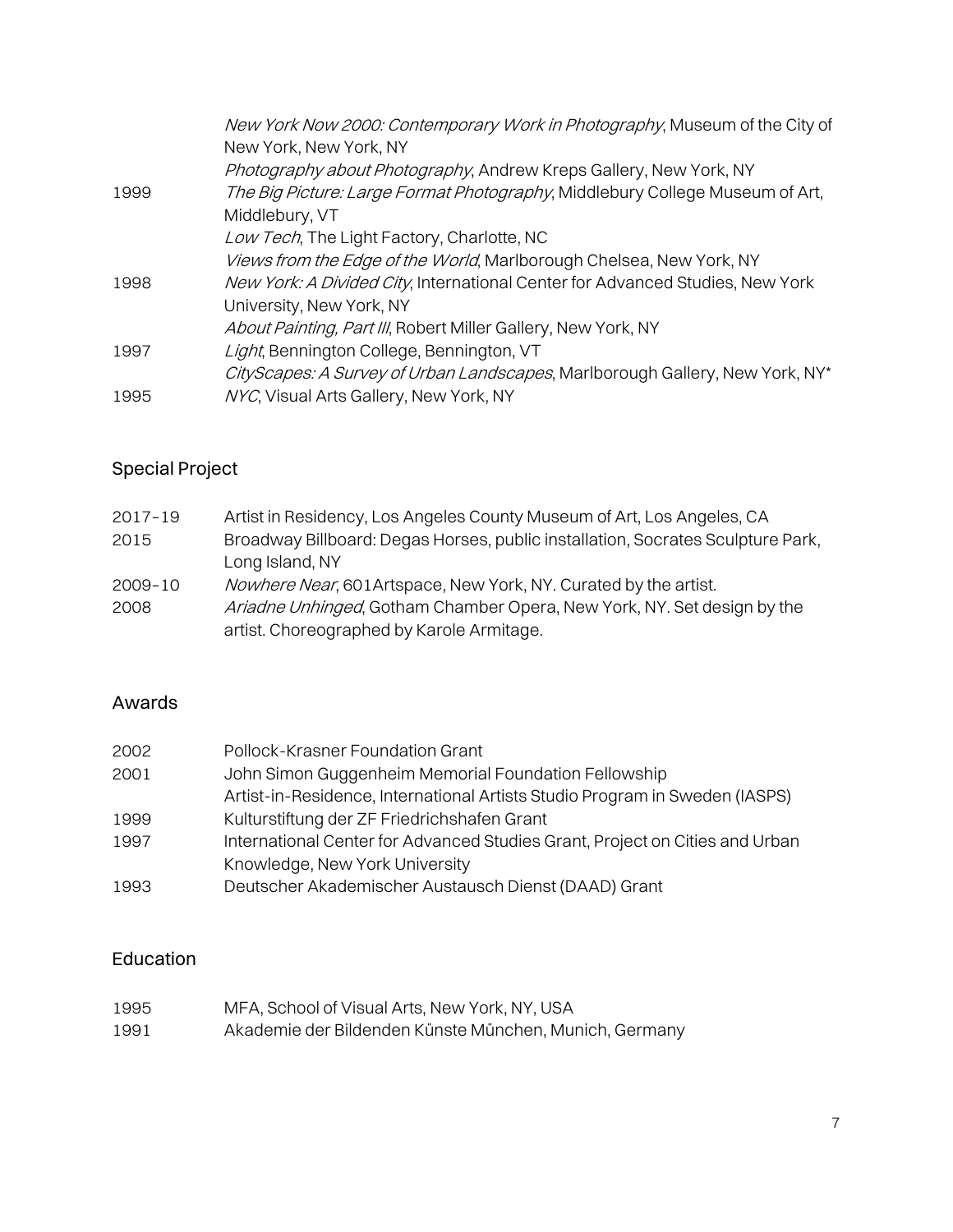| | |
|---|---|
| | *New York Now 2000: Contemporary Work in Photography*, Museum of the City of New York, New York, NY |
| | *Photography about Photography*, Andrew Kreps Gallery, New York, NY |
| 1999 | *The Big Picture: Large Format Photography*, Middlebury College Museum of Art, Middlebury, VT |
| | *Low Tech*, The Light Factory, Charlotte, NC |
| | *Views from the Edge of the World*, Marlborough Chelsea, New York, NY |
| 1998 | *New York: A Divided City*, International Center for Advanced Studies, New York University, New York, NY |
| | *About Painting, Part III*, Robert Miller Gallery, New York, NY |
| 1997 | *Light*, Bennington College, Bennington, VT |
| | *CityScapes: A Survey of Urban Landscapes*, Marlborough Gallery, New York, NY* |
| 1995 | *NYC*, Visual Arts Gallery, New York, NY |

## Special Project

| | |
|---|---|
| 2017–19 | Artist in Residency, Los Angeles County Museum of Art, Los Angeles, CA |
| 2015 | Broadway Billboard: Degas Horses, public installation, Socrates Sculpture Park, Long Island, NY |
| 2009–10 | *Nowhere Near*, 601Artspace, New York, NY. Curated by the artist. |
| 2008 | *Ariadne Unhinged*, Gotham Chamber Opera, New York, NY. Set design by the artist. Choreographed by Karole Armitage. |

## Awards

| | |
|---|---|
| 2002 | Pollock-Krasner Foundation Grant |
| 2001 | John Simon Guggenheim Memorial Foundation Fellowship |
| | Artist-in-Residence, International Artists Studio Program in Sweden (IASPS) |
| 1999 | Kulturstiftung der ZF Friedrichshafen Grant |
| 1997 | International Center for Advanced Studies Grant, Project on Cities and Urban Knowledge, New York University |
| 1993 | Deutscher Akademischer Austausch Dienst (DAAD) Grant |

## Education

| | |
|---|---|
| 1995 | MFA, School of Visual Arts, New York, NY, USA |
| 1991 | Akademie der Bildenden Künste München, Munich, Germany |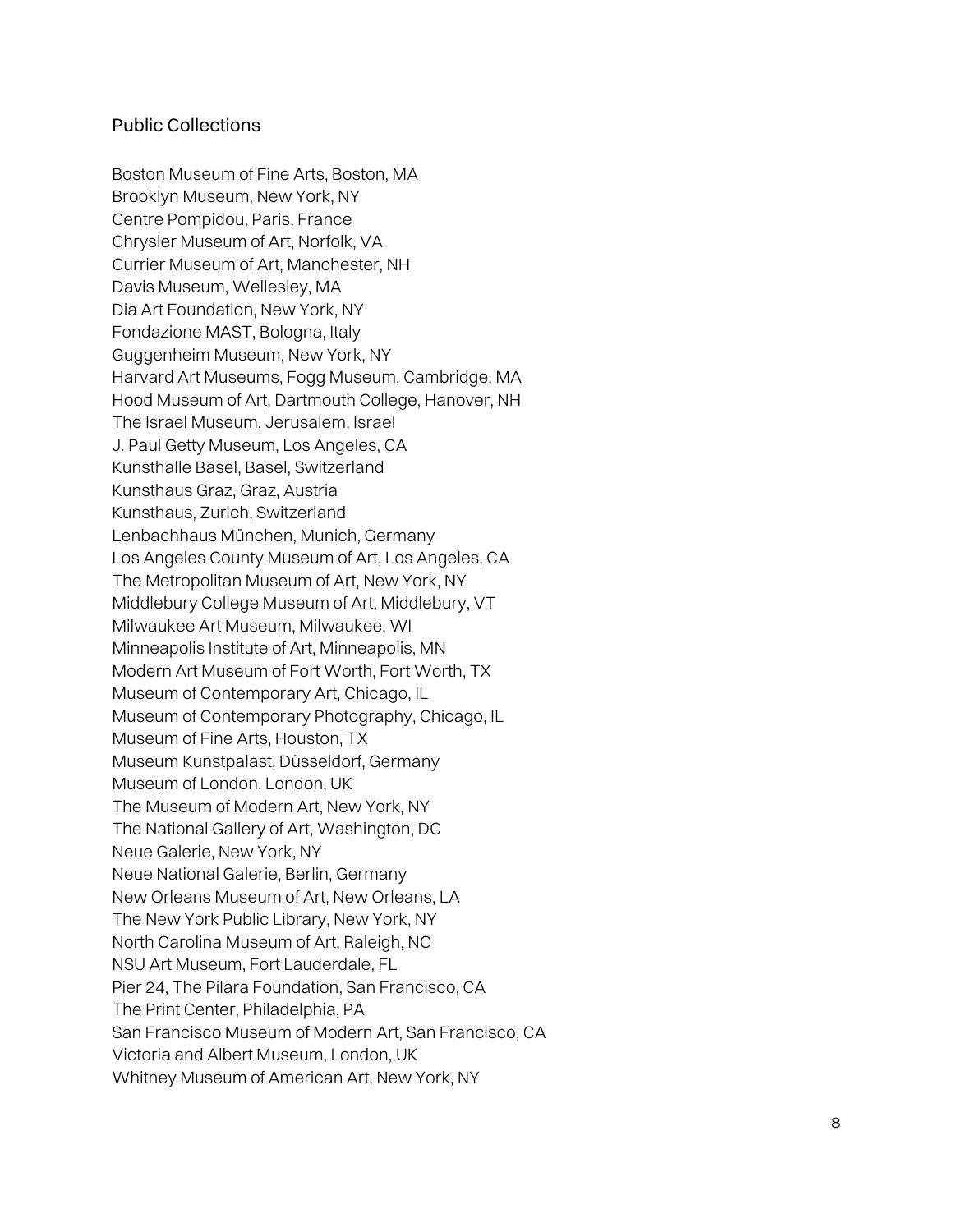## Public Collections

Boston Museum of Fine Arts, Boston, MA
Brooklyn Museum, New York, NY
Centre Pompidou, Paris, France
Chrysler Museum of Art, Norfolk, VA
Currier Museum of Art, Manchester, NH
Davis Museum, Wellesley, MA
Dia Art Foundation, New York, NY
Fondazione MAST, Bologna, Italy
Guggenheim Museum, New York, NY
Harvard Art Museums, Fogg Museum, Cambridge, MA
Hood Museum of Art, Dartmouth College, Hanover, NH
The Israel Museum, Jerusalem, Israel
J. Paul Getty Museum, Los Angeles, CA
Kunsthalle Basel, Basel, Switzerland
Kunsthaus Graz, Graz, Austria
Kunsthaus, Zurich, Switzerland
Lenbachhaus Mϋnchen, Munich, Germany
Los Angeles County Museum of Art, Los Angeles, CA
The Metropolitan Museum of Art, New York, NY
Middlebury College Museum of Art, Middlebury, VT
Milwaukee Art Museum, Milwaukee, WI
Minneapolis Institute of Art, Minneapolis, MN
Modern Art Museum of Fort Worth, Fort Worth, TX
Museum of Contemporary Art, Chicago, IL
Museum of Contemporary Photography, Chicago, IL
Museum of Fine Arts, Houston, TX
Museum Kunstpalast, Dϋsseldorf, Germany
Museum of London, London, UK
The Museum of Modern Art, New York, NY
The National Gallery of Art, Washington, DC
Neue Galerie, New York, NY
Neue National Galerie, Berlin, Germany
New Orleans Museum of Art, New Orleans, LA
The New York Public Library, New York, NY
North Carolina Museum of Art, Raleigh, NC
NSU Art Museum, Fort Lauderdale, FL
Pier 24, The Pilara Foundation, San Francisco, CA
The Print Center, Philadelphia, PA
San Francisco Museum of Modern Art, San Francisco, CA
Victoria and Albert Museum, London, UK
Whitney Museum of American Art, New York, NY